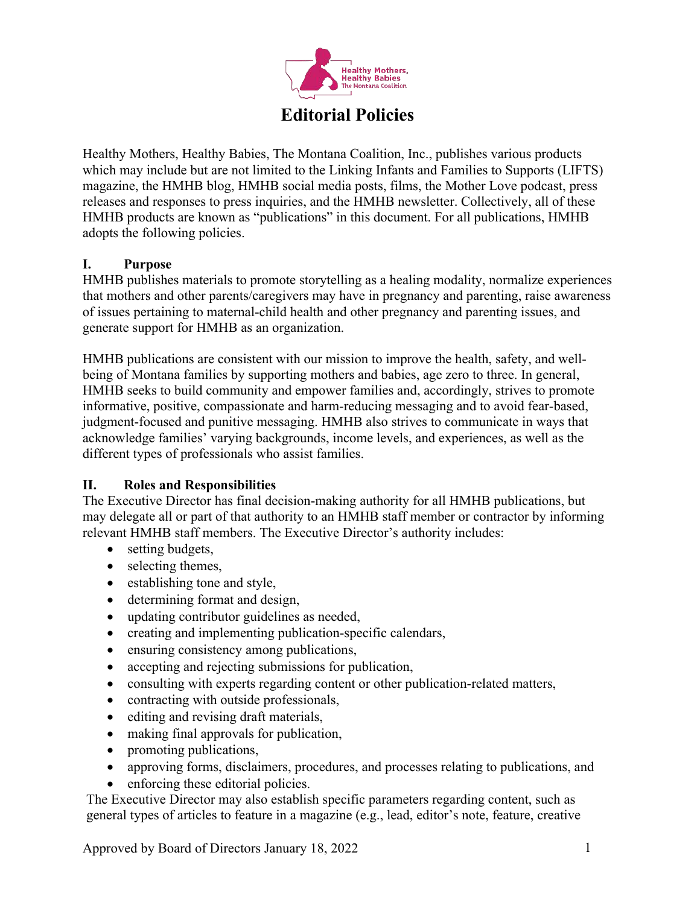# Editorial Policies

Healthy Mothers, Healthy Babies, The Montana Coalition, Inc., publishes various products which may include but are not limited to the Linking Infants and Families to Supports (LIFTS) magazine, the HMHB blog, HMHB social media posts, films, the Mother Love podcast, press releases and responses to press inquiries, and the HMHB newsletter. Collectively, all of these HMHB products are known as "publications" in this document. For all publications, HMHB adopts the following policies.

## I. Purpose

HMHB publishes materials to promote storytelling as a healing modality, normalize experiences that mothers and other parents/caregivers may have in pregnancy and parenting, raise awareness of issues pertaining to maternal-child health and other pregnancy and parenting issues, and generate support for HMHB as an organization.

HMHB publications are consistent with our mission to improve the health, safety, and well-being of Montana families by supporting mothers and babies, age zero to three. In general, HMHB seeks to build community and empower families and, accordingly, strives to promote informative, positive, compassionate and harm-reducing messaging and to avoid fear-based, judgment-focused and punitive messaging. HMHB also strives to communicate in ways that acknowledge families' varying backgrounds, income levels, and experiences, as well as the different types of professionals who assist families.

## II. Roles and Responsibilities

The Executive Director has final decision-making authority for all HMHB publications, but may delegate all or part of that authority to an HMHB staff member or contractor by informing relevant HMHB staff members. The Executive Director's authority includes:

- setting budgets,
- selecting themes,
- establishing tone and style,
- determining format and design,
- updating contributor guidelines as needed,
- creating and implementing publication-specific calendars,
- ensuring consistency among publications,
- accepting and rejecting submissions for publication,
- consulting with experts regarding content or other publication-related matters,
- contracting with outside professionals,
- editing and revising draft materials,
- making final approvals for publication,
- promoting publications,
- approving forms, disclaimers, procedures, and processes relating to publications, and
- enforcing these editorial policies.

The Executive Director may also establish specific parameters regarding content, such as general types of articles to feature in a magazine (e.g., lead, editor's note, feature, creative

Approved by Board of Directors January 18, 2022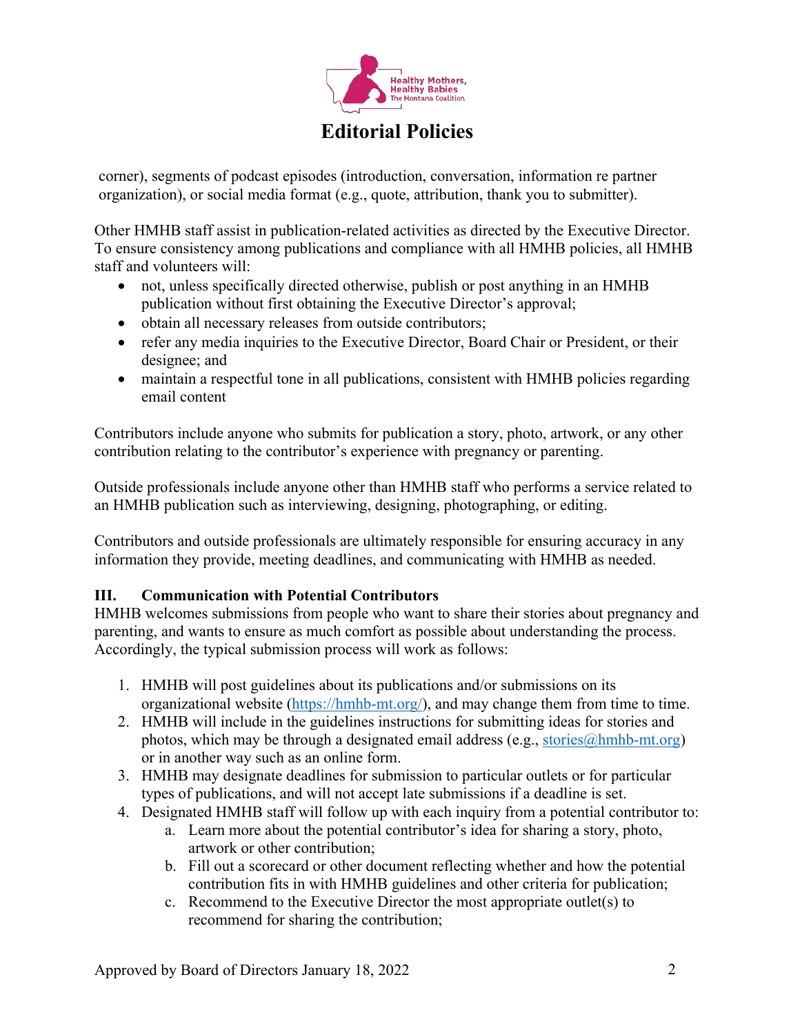corner), segments of podcast episodes (introduction, conversation, information re partner organization), or social media format (e.g., quote, attribution, thank you to submitter).

Other HMHB staff assist in publication-related activities as directed by the Executive Director. To ensure consistency among publications and compliance with all HMHB policies, all HMHB staff and volunteers will:

- not, unless specifically directed otherwise, publish or post anything in an HMHB publication without first obtaining the Executive Director's approval;
- obtain all necessary releases from outside contributors;
- refer any media inquiries to the Executive Director, Board Chair or President, or their designee; and
- maintain a respectful tone in all publications, consistent with HMHB policies regarding email content

Contributors include anyone who submits for publication a story, photo, artwork, or any other contribution relating to the contributor's experience with pregnancy or parenting.

Outside professionals include anyone other than HMHB staff who performs a service related to an HMHB publication such as interviewing, designing, photographing, or editing.

Contributors and outside professionals are ultimately responsible for ensuring accuracy in any information they provide, meeting deadlines, and communicating with HMHB as needed.

## III. Communication with Potential Contributors

HMHB welcomes submissions from people who want to share their stories about pregnancy and parenting, and wants to ensure as much comfort as possible about understanding the process. Accordingly, the typical submission process will work as follows:

1. HMHB will post guidelines about its publications and/or submissions on its organizational website (https://hmhb-mt.org/), and may change them from time to time.
2. HMHB will include in the guidelines instructions for submitting ideas for stories and photos, which may be through a designated email address (e.g., stories@hmhb-mt.org) or in another way such as an online form.
3. HMHB may designate deadlines for submission to particular outlets or for particular types of publications, and will not accept late submissions if a deadline is set.
4. Designated HMHB staff will follow up with each inquiry from a potential contributor to:
    a. Learn more about the potential contributor's idea for sharing a story, photo, artwork or other contribution;
    b. Fill out a scorecard or other document reflecting whether and how the potential contribution fits in with HMHB guidelines and other criteria for publication;
    c. Recommend to the Executive Director the most appropriate outlet(s) to recommend for sharing the contribution;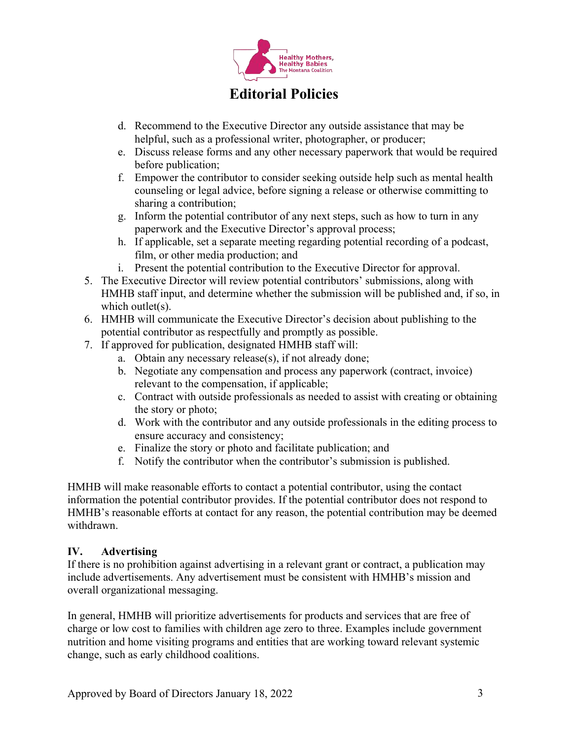d. Recommend to the Executive Director any outside assistance that may be helpful, such as a professional writer, photographer, or producer;
e. Discuss release forms and any other necessary paperwork that would be required before publication;
f. Empower the contributor to consider seeking outside help such as mental health counseling or legal advice, before signing a release or otherwise committing to sharing a contribution;
g. Inform the potential contributor of any next steps, such as how to turn in any paperwork and the Executive Director's approval process;
h. If applicable, set a separate meeting regarding potential recording of a podcast, film, or other media production; and
i. Present the potential contribution to the Executive Director for approval.

5. The Executive Director will review potential contributors' submissions, along with HMHB staff input, and determine whether the submission will be published and, if so, in which outlet(s).
6. HMHB will communicate the Executive Director's decision about publishing to the potential contributor as respectfully and promptly as possible.
7. If approved for publication, designated HMHB staff will:
   a. Obtain any necessary release(s), if not already done;
   b. Negotiate any compensation and process any paperwork (contract, invoice) relevant to the compensation, if applicable;
   c. Contract with outside professionals as needed to assist with creating or obtaining the story or photo;
   d. Work with the contributor and any outside professionals in the editing process to ensure accuracy and consistency;
   e. Finalize the story or photo and facilitate publication; and
   f. Notify the contributor when the contributor's submission is published.

HMHB will make reasonable efforts to contact a potential contributor, using the contact information the potential contributor provides. If the potential contributor does not respond to HMHB's reasonable efforts at contact for any reason, the potential contribution may be deemed withdrawn.

## IV. Advertising

If there is no prohibition against advertising in a relevant grant or contract, a publication may include advertisements. Any advertisement must be consistent with HMHB's mission and overall organizational messaging.

In general, HMHB will prioritize advertisements for products and services that are free of charge or low cost to families with children age zero to three. Examples include government nutrition and home visiting programs and entities that are working toward relevant systemic change, such as early childhood coalitions.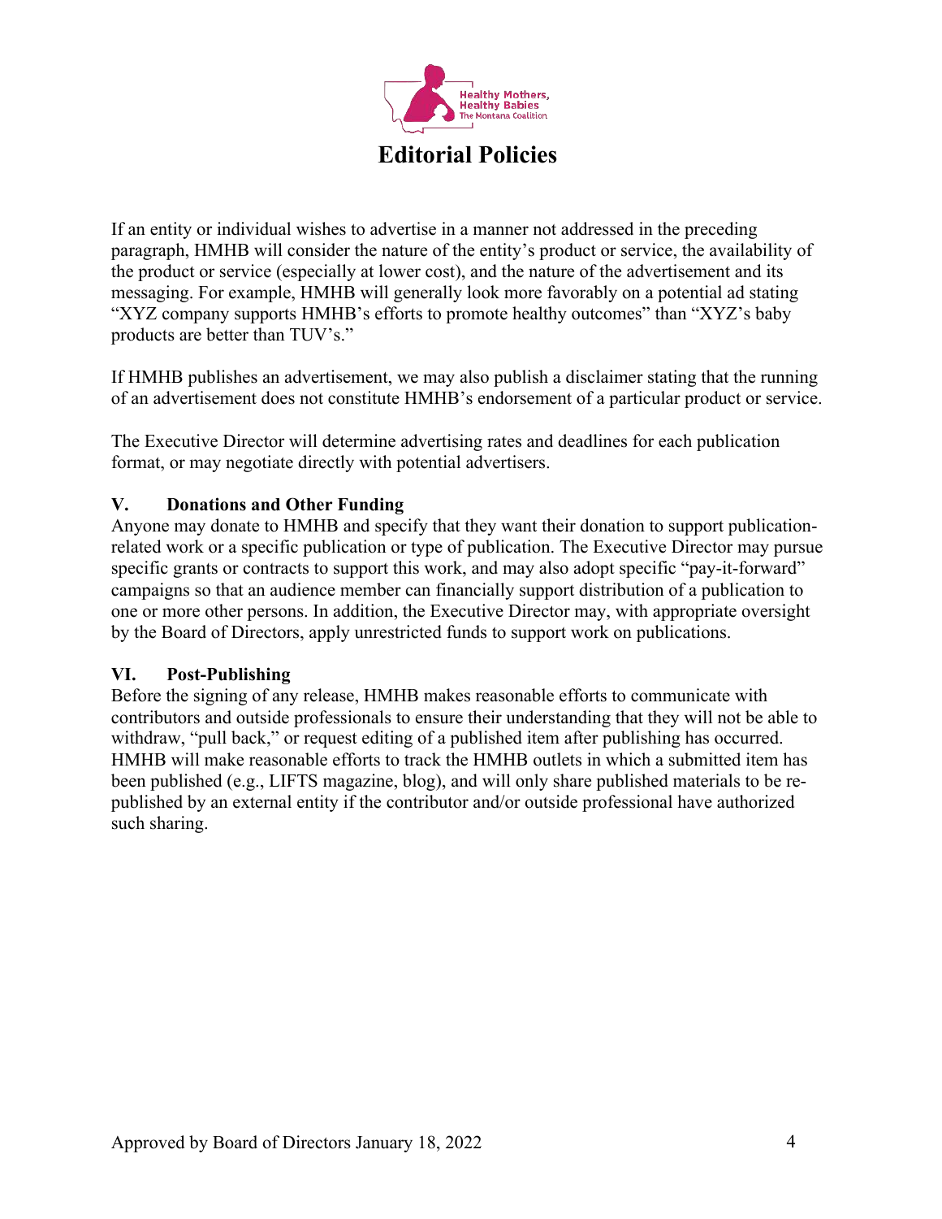# Editorial Policies

If an entity or individual wishes to advertise in a manner not addressed in the preceding paragraph, HMHB will consider the nature of the entity's product or service, the availability of the product or service (especially at lower cost), and the nature of the advertisement and its messaging. For example, HMHB will generally look more favorably on a potential ad stating "XYZ company supports HMHB's efforts to promote healthy outcomes" than "XYZ's baby products are better than TUV's."

If HMHB publishes an advertisement, we may also publish a disclaimer stating that the running of an advertisement does not constitute HMHB's endorsement of a particular product or service.

The Executive Director will determine advertising rates and deadlines for each publication format, or may negotiate directly with potential advertisers.

## V. Donations and Other Funding

Anyone may donate to HMHB and specify that they want their donation to support publication-related work or a specific publication or type of publication. The Executive Director may pursue specific grants or contracts to support this work, and may also adopt specific "pay-it-forward" campaigns so that an audience member can financially support distribution of a publication to one or more other persons. In addition, the Executive Director may, with appropriate oversight by the Board of Directors, apply unrestricted funds to support work on publications.

## VI. Post-Publishing

Before the signing of any release, HMHB makes reasonable efforts to communicate with contributors and outside professionals to ensure their understanding that they will not be able to withdraw, "pull back," or request editing of a published item after publishing has occurred. HMHB will make reasonable efforts to track the HMHB outlets in which a submitted item has been published (e.g., LIFTS magazine, blog), and will only share published materials to be re-published by an external entity if the contributor and/or outside professional have authorized such sharing.

Approved by Board of Directors January 18, 2022